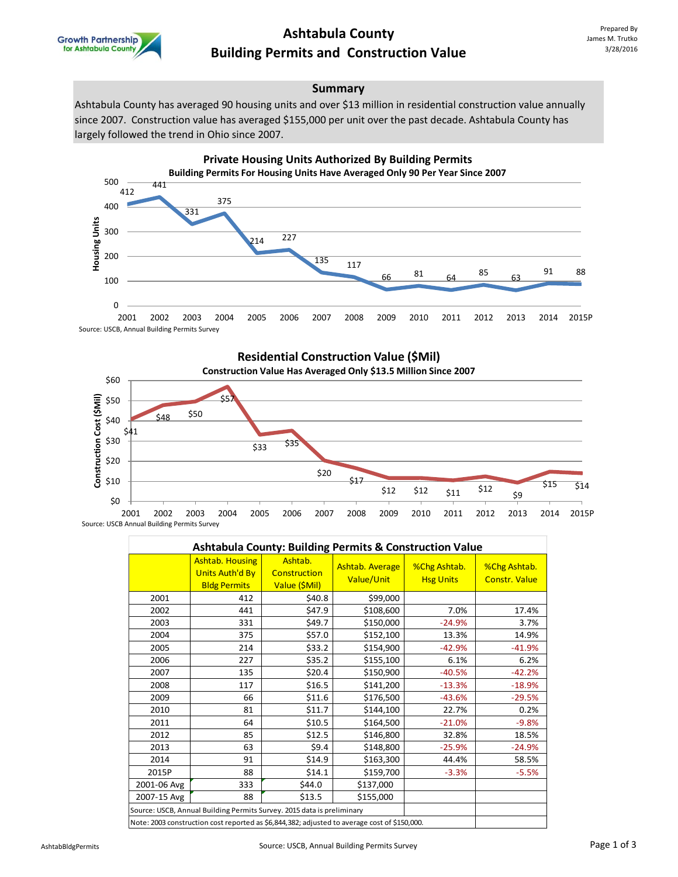Growth Partnership for Ashtabula County

# Ashtabula County
# Building Permits and Construction Value

Prepared By
James M. Trutko
3/28/2016

## Summary

Ashtabula County has averaged 90 housing units and over $13 million in residential construction value annually since 2007. Construction value has averaged $155,000 per unit over the past decade. Ashtabula County has largely followed the trend in Ohio since 2007.

### Private Housing Units Authorized By Building Permits

**Building Permits For Housing Units Have Averaged Only 90 Per Year Since 2007**

| Year | Housing Units |
|---|---|
| 2001 | 412 |
| 2002 | 441 |
| 2003 | 331 |
| 2004 | 375 |
| 2005 | 214 |
| 2006 | 227 |
| 2007 | 135 |
| 2008 | 117 |
| 2009 | 66 |
| 2010 | 81 |
| 2011 | 64 |
| 2012 | 85 |
| 2013 | 63 |
| 2014 | 91 |
| 2015P | 88 |

Source: USCB, Annual Building Permits Survey

### Residential Construction Value ($Mil)

**Construction Value Has Averaged Only $13.5 Million Since 2007**

| Year | Construction Cost ($Mil) |
|---|---|
| 2001 | $41 |
| 2002 | $48 |
| 2003 | $50 |
| 2004 | $57 |
| 2005 | $33 |
| 2006 | $35 |
| 2007 | $20 |
| 2008 | $17 |
| 2009 | $12 |
| 2010 | $12 |
| 2011 | $11 |
| 2012 | $12 |
| 2013 | $9 |
| 2014 | $15 |
| 2015P | $14 |

Source: USCB Annual Building Permits Survey

### Ashtabula County: Building Permits & Construction Value

| | Ashtab. Housing Units Auth'd By Bldg Permits | Ashtab. Construction Value ($Mil) | Ashtab. Average Value/Unit | %Chg Ashtab. Hsg Units | %Chg Ashtab. Constr. Value |
|---|---|---|---|---|---|
| 2001 | 412 | $40.8 | $99,000 | | |
| 2002 | 441 | $47.9 | $108,600 | 7.0% | 17.4% |
| 2003 | 331 | $49.7 | $150,000 | -24.9% | 3.7% |
| 2004 | 375 | $57.0 | $152,100 | 13.3% | 14.9% |
| 2005 | 214 | $33.2 | $154,900 | -42.9% | -41.9% |
| 2006 | 227 | $35.2 | $155,100 | 6.1% | 6.2% |
| 2007 | 135 | $20.4 | $150,900 | -40.5% | -42.2% |
| 2008 | 117 | $16.5 | $141,200 | -13.3% | -18.9% |
| 2009 | 66 | $11.6 | $176,500 | -43.6% | -29.5% |
| 2010 | 81 | $11.7 | $144,100 | 22.7% | 0.2% |
| 2011 | 64 | $10.5 | $164,500 | -21.0% | -9.8% |
| 2012 | 85 | $12.5 | $146,800 | 32.8% | 18.5% |
| 2013 | 63 | $9.4 | $148,800 | -25.9% | -24.9% |
| 2014 | 91 | $14.9 | $163,300 | 44.4% | 58.5% |
| 2015P | 88 | $14.1 | $159,700 | -3.3% | -5.5% |
| 2001-06 Avg | 333 | $44.0 | $137,000 | | |
| 2007-15 Avg | 88 | $13.5 | $155,000 | | |

Source: USCB, Annual Building Permits Survey. 2015 data is preliminary

Note: 2003 construction cost reported as $6,844,382; adjusted to average cost of $150,000.

AshtabBldgPermits

Source: USCB, Annual Building Permits Survey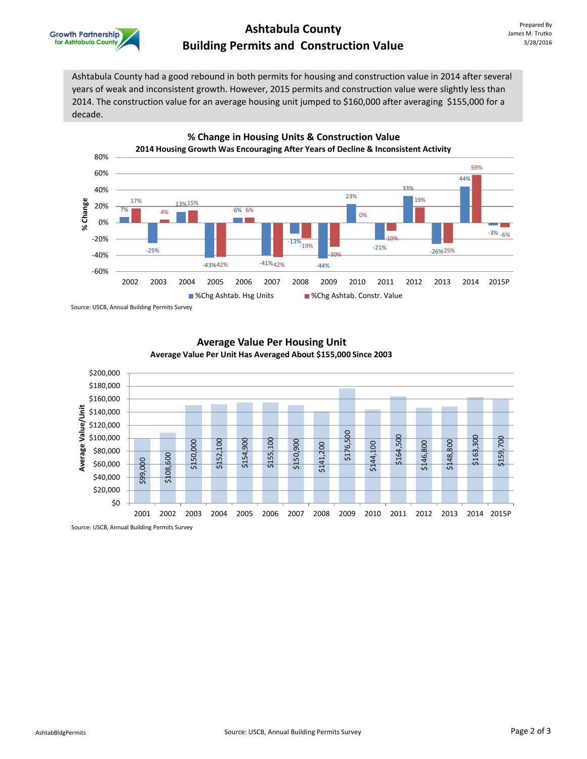# Ashtabula County
# Building Permits and Construction Value

Prepared By
James M. Trutko
3/28/2016

Ashtabula County had a good rebound in both permits for housing and construction value in 2014 after several years of weak and inconsistent growth. However, 2015 permits and construction value were slightly less than 2014. The construction value for an average housing unit jumped to $160,000 after averaging $155,000 for a decade.

## % Change in Housing Units & Construction Value

**2014 Housing Growth Was Encouraging After Years of Decline & Inconsistent Activity**

| Year | %Chg Ashtab. Hsg Units | %Chg Ashtab. Constr. Value |
|---|---|---|
| 2002 | 7% | 17% |
| 2003 | -25% | 4% |
| 2004 | 13% | 15% |
| 2005 | -43% | 42% |
| 2006 | 6% | 6% |
| 2007 | -41% | 42% |
| 2008 | -13% | -19% |
| 2009 | -44% | -30% |
| 2010 | 23% | 0% |
| 2011 | -21% | -10% |
| 2012 | 33% | 19% |
| 2013 | -26% | 25% |
| 2014 | 44% | 59% |
| 2015P | -3% | -6% |

Source: USCB, Annual Building Permits Survey

## Average Value Per Housing Unit

**Average Value Per Unit Has Averaged About $155,000 Since 2003**

| Year | Average Value/Unit |
|---|---|
| 2001 | $99,000 |
| 2002 | $108,600 |
| 2003 | $150,000 |
| 2004 | $152,100 |
| 2005 | $154,900 |
| 2006 | $155,100 |
| 2007 | $150,900 |
| 2008 | $141,200 |
| 2009 | $176,500 |
| 2010 | $144,100 |
| 2011 | $164,500 |
| 2012 | $146,800 |
| 2013 | $148,800 |
| 2014 | $163,300 |
| 2015P | $159,700 |

Source: USCB, Annual Building Permits Survey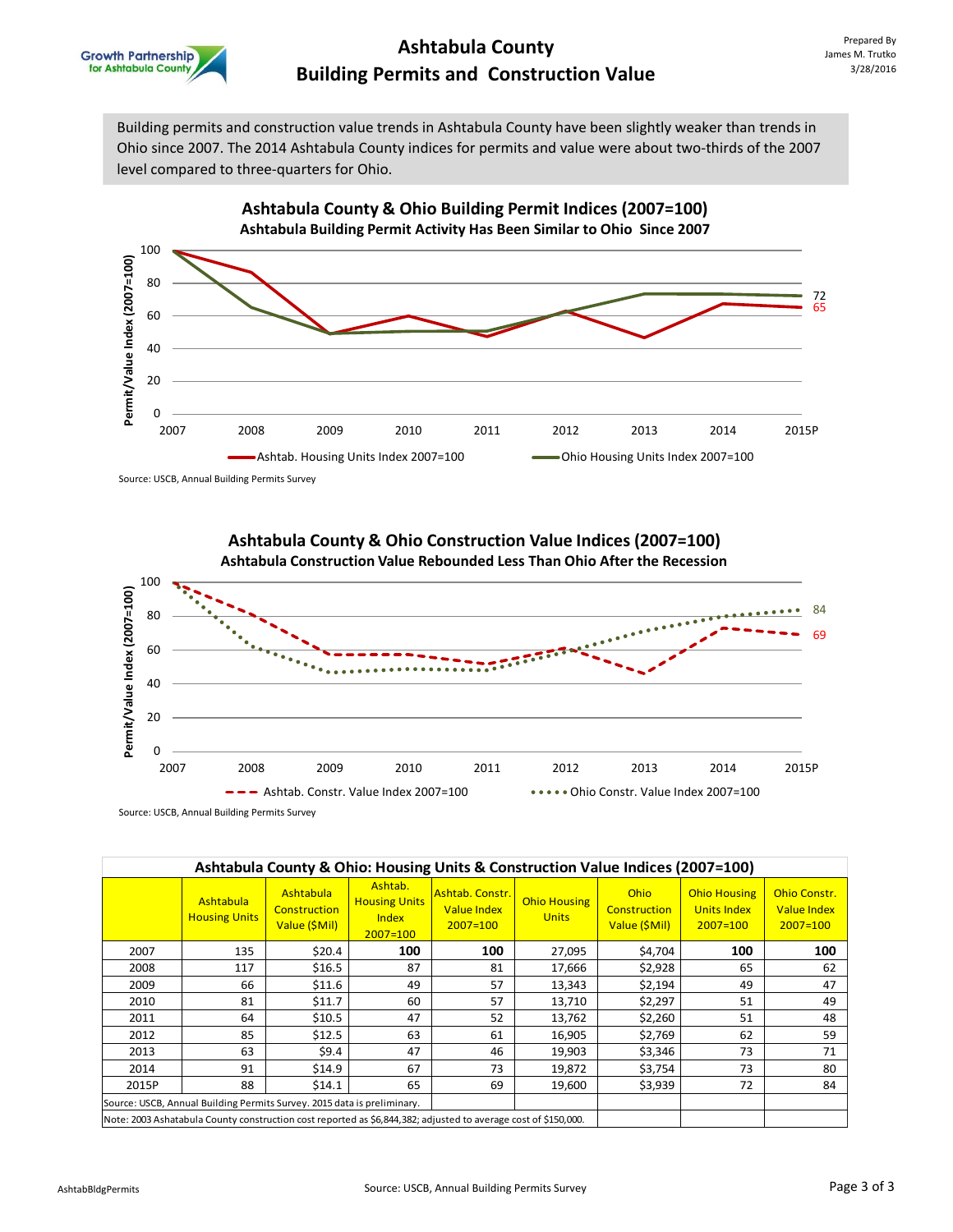# Ashtabula County
## Building Permits and Construction Value

Prepared By
James M. Trutko
3/28/2016

Building permits and construction value trends in Ashtabula County have been slightly weaker than trends in Ohio since 2007. The 2014 Ashtabula County indices for permits and value were about two-thirds of the 2007 level compared to three-quarters for Ohio.

**Ashtabula County & Ohio Building Permit Indices (2007=100)**
**Ashtabula Building Permit Activity Has Been Similar to Ohio Since 2007**

Permit/Value Index (2007=100)
0
20
40
60
80
100
2007
2008
2009
2010
2011
2012
2013
2014
2015P
72
65
Ashtab. Housing Units Index 2007=100
Ohio Housing Units Index 2007=100

Source: USCB, Annual Building Permits Survey

**Ashtabula County & Ohio Construction Value Indices (2007=100)**
**Ashtabula Construction Value Rebounded Less Than Ohio After the Recession**

Permit/Value Index (2007=100)
0
20
40
60
80
100
2007
2008
2009
2010
2011
2012
2013
2014
2015P
84
69
Ashtab. Constr. Value Index 2007=100
Ohio Constr. Value Index 2007=100

Source: USCB, Annual Building Permits Survey

**Ashtabula County & Ohio: Housing Units & Construction Value Indices (2007=100)**

| | Ashtabula Housing Units | Ashtabula Construction Value ($Mil) | Ashtab. Housing Units Index 2007=100 | Ashtab. Constr. Value Index 2007=100 | Ohio Housing Units | Ohio Construction Value ($Mil) | Ohio Housing Units Index 2007=100 | Ohio Constr. Value Index 2007=100 |
|---|---|---|---|---|---|---|---|---|
| 2007 | 135 | $20.4 | **100** | **100** | 27,095 | $4,704 | **100** | **100** |
| 2008 | 117 | $16.5 | 87 | 81 | 17,666 | $2,928 | 65 | 62 |
| 2009 | 66 | $11.6 | 49 | 57 | 13,343 | $2,194 | 49 | 47 |
| 2010 | 81 | $11.7 | 60 | 57 | 13,710 | $2,297 | 51 | 49 |
| 2011 | 64 | $10.5 | 47 | 52 | 13,762 | $2,260 | 51 | 48 |
| 2012 | 85 | $12.5 | 63 | 61 | 16,905 | $2,769 | 62 | 59 |
| 2013 | 63 | $9.4 | 47 | 46 | 19,903 | $3,346 | 73 | 71 |
| 2014 | 91 | $14.9 | 67 | 73 | 19,872 | $3,754 | 73 | 80 |
| 2015P | 88 | $14.1 | 65 | 69 | 19,600 | $3,939 | 72 | 84 |

Source: USCB, Annual Building Permits Survey. 2015 data is preliminary.

Note: 2003 Ashatabula County construction cost reported as $6,844,382; adjusted to average cost of $150,000.